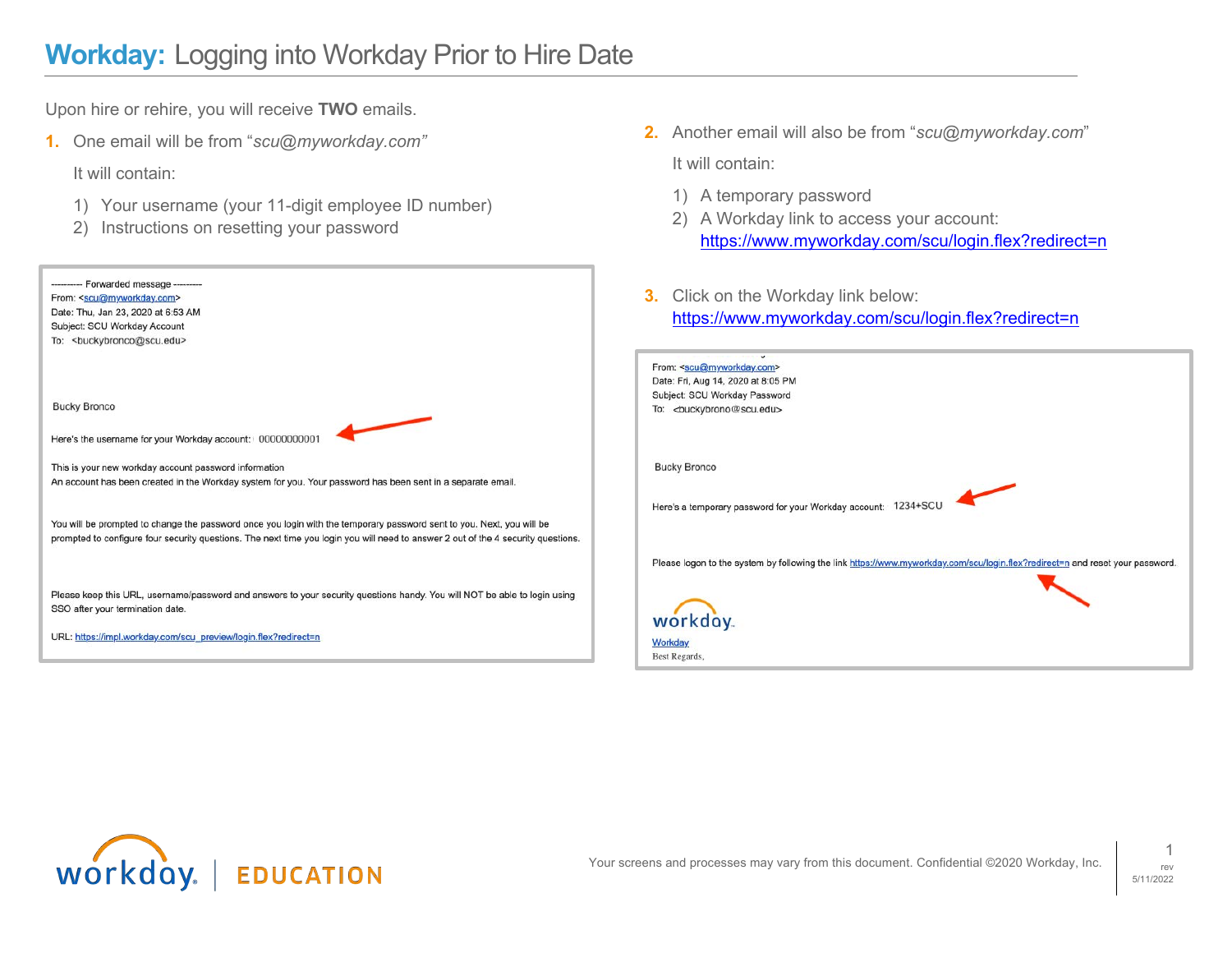# Workday: Logging into Workday Prior to Hire Date

Upon hire or rehire, you will receive **TWO** emails.

1. One email will be from "*scu@myworkday.com*"

   It will contain:

   1) Your username (your 11-digit employee ID number)
   2) Instructions on resetting your password

---------- Forwarded message ---------
From: <scu@myworkday.com>
Date: Thu, Jan 23, 2020 at 6:53 AM
Subject: SCU Workday Account
To: <buckybronco@scu.edu>

Bucky Bronco

Here's the username for your Workday account: 00000000001

This is your new workday account password information
An account has been created in the Workday system for you. Your password has been sent in a separate email.

You will be prompted to change the password once you login with the temporary password sent to you. Next, you will be prompted to configure four security questions. The next time you login you will need to answer 2 out of the 4 security questions.

Please keep this URL, username/password and answers to your security questions handy. You will NOT be able to login using SSO after your termination date.

URL: https://impl.workday.com/scu_preview/login.flex?redirect=n

2. Another email will also be from "*scu@myworkday.com*"

   It will contain:

   1) A temporary password
   2) A Workday link to access your account: https://www.myworkday.com/scu/login.flex?redirect=n

3. Click on the Workday link below: https://www.myworkday.com/scu/login.flex?redirect=n

From: <scu@myworkday.com>
Date: Fri, Aug 14, 2020 at 8:05 PM
Subject: SCU Workday Password
To: <buckybrono@scu.edu>

Bucky Bronco

Here's a temporary password for your Workday account: 1234+SCU

Please logon to the system by following the link https://www.myworkday.com/scu/login.flex?redirect=n and reset your password.

workday.
Workday
Best Regards,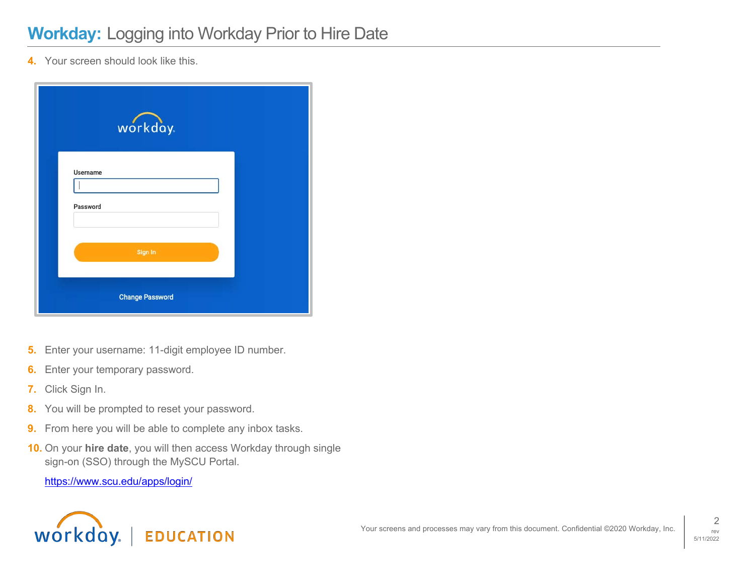# Workday: Logging into Workday Prior to Hire Date

4. Your screen should look like this.

5. Enter your username: 11-digit employee ID number.
6. Enter your temporary password.
7. Click Sign In.
8. You will be prompted to reset your password.
9. From here you will be able to complete any inbox tasks.
10. On your **hire date**, you will then access Workday through single sign-on (SSO) through the MySCU Portal.

    https://www.scu.edu/apps/login/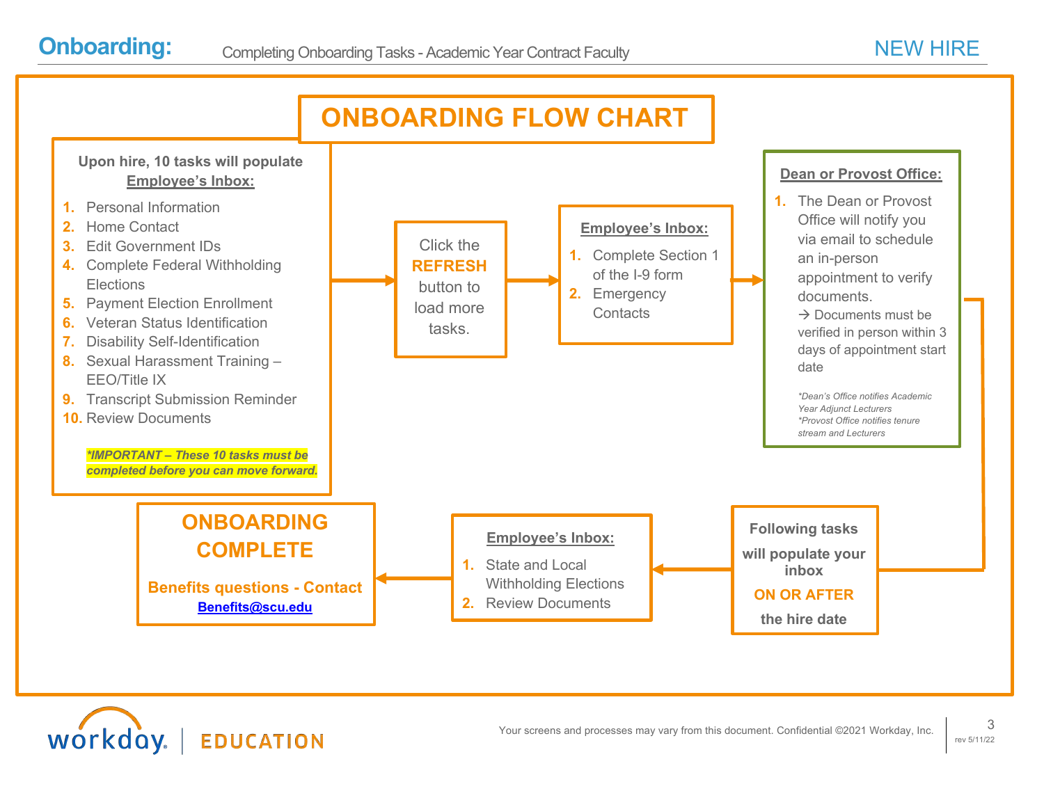# ONBOARDING FLOW CHART

**Upon hire, 10 tasks will populate Employee's Inbox:**

1. Personal Information
2. Home Contact
3. Edit Government IDs
4. Complete Federal Withholding Elections
5. Payment Election Enrollment
6. Veteran Status Identification
7. Disability Self-Identification
8. Sexual Harassment Training – EEO/Title IX
9. Transcript Submission Reminder
10. Review Documents

***IMPORTANT – These 10 tasks must be completed before you can move forward.***

→

Click the **REFRESH** button to load more tasks.

→

**Employee's Inbox:**

1. Complete Section 1 of the I-9 form
2. Emergency Contacts

→

**Dean or Provost Office:**

1. The Dean or Provost Office will notify you via email to schedule an in-person appointment to verify documents.
   → Documents must be verified in person within 3 days of appointment start date

*\*Dean's Office notifies Academic Year Adjunct Lecturers*
*\*Provost Office notifies tenure stream and Lecturers*

→

**Following tasks will populate your inbox ON OR AFTER the hire date**

→

**Employee's Inbox:**

1. State and Local Withholding Elections
2. Review Documents

→

**ONBOARDING COMPLETE**

**Benefits questions - Contact Benefits@scu.edu**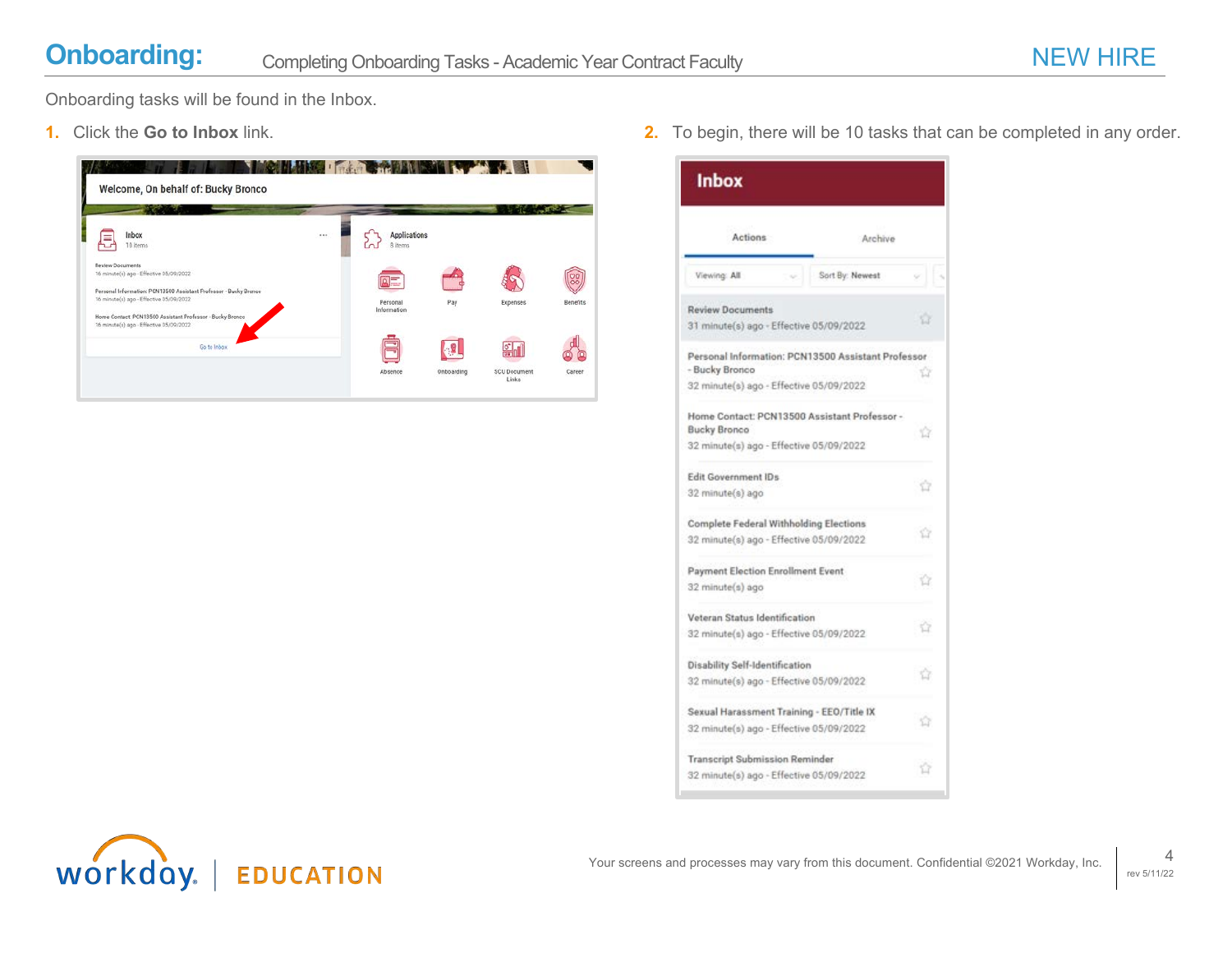# Onboarding: Completing Onboarding Tasks - Academic Year Contract Faculty

Onboarding tasks will be found in the Inbox.

1. Click the **Go to Inbox** link.

2. To begin, there will be 10 tasks that can be completed in any order.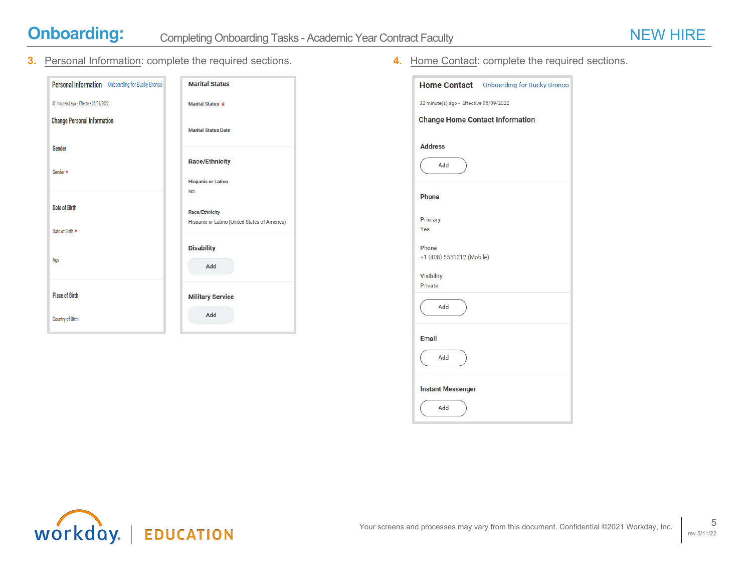# Onboarding: Completing Onboarding Tasks - Academic Year Contract Faculty

NEW HIRE

3. Personal Information: complete the required sections.

**Personal Information** Onboarding for Bucky Bronco

32 minute(s) ago - Effective 05/09/2022

**Change Personal Information**

**Gender**

Gender *

**Date of Birth**

Date of Birth *

Age

**Place of Birth**

Country of Birth

**Marital Status**

Marital Status *

Marital Status Date

**Race/Ethnicity**

Hispanic or Latino

No

Race/Ethnicity

Hispanic or Latino (United States of America)

**Disability**

Add

**Military Service**

Add

4. Home Contact: complete the required sections.

**Home Contact** Onboarding for Bucky Bronco

32 minute(s) ago - Effective 05/09/2022

**Change Home Contact Information**

**Address**

Add

**Phone**

Primary

Yes

Phone

+1 (408) 5551212 (Mobile)

Visibility

Private

Add

**Email**

Add

**Instant Messenger**

Add

Your screens and processes may vary from this document. Confidential ©2021 Workday, Inc.

rev 5/11/22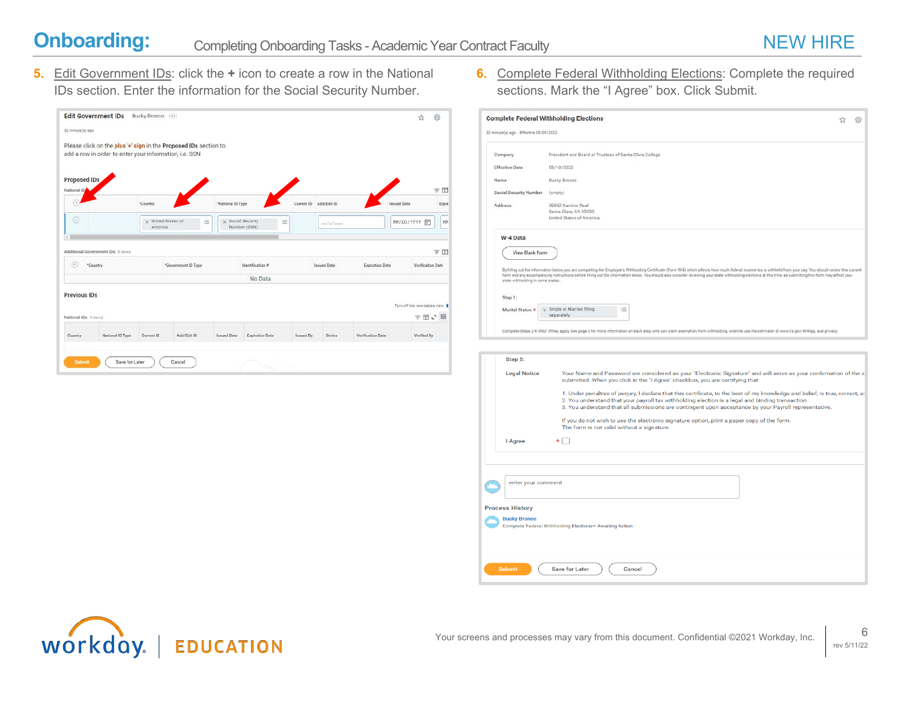5. Edit Government IDs: click the + icon to create a row in the National IDs section. Enter the information for the Social Security Number.

6. Complete Federal Withholding Elections: Complete the required sections. Mark the "I Agree" box. Click Submit.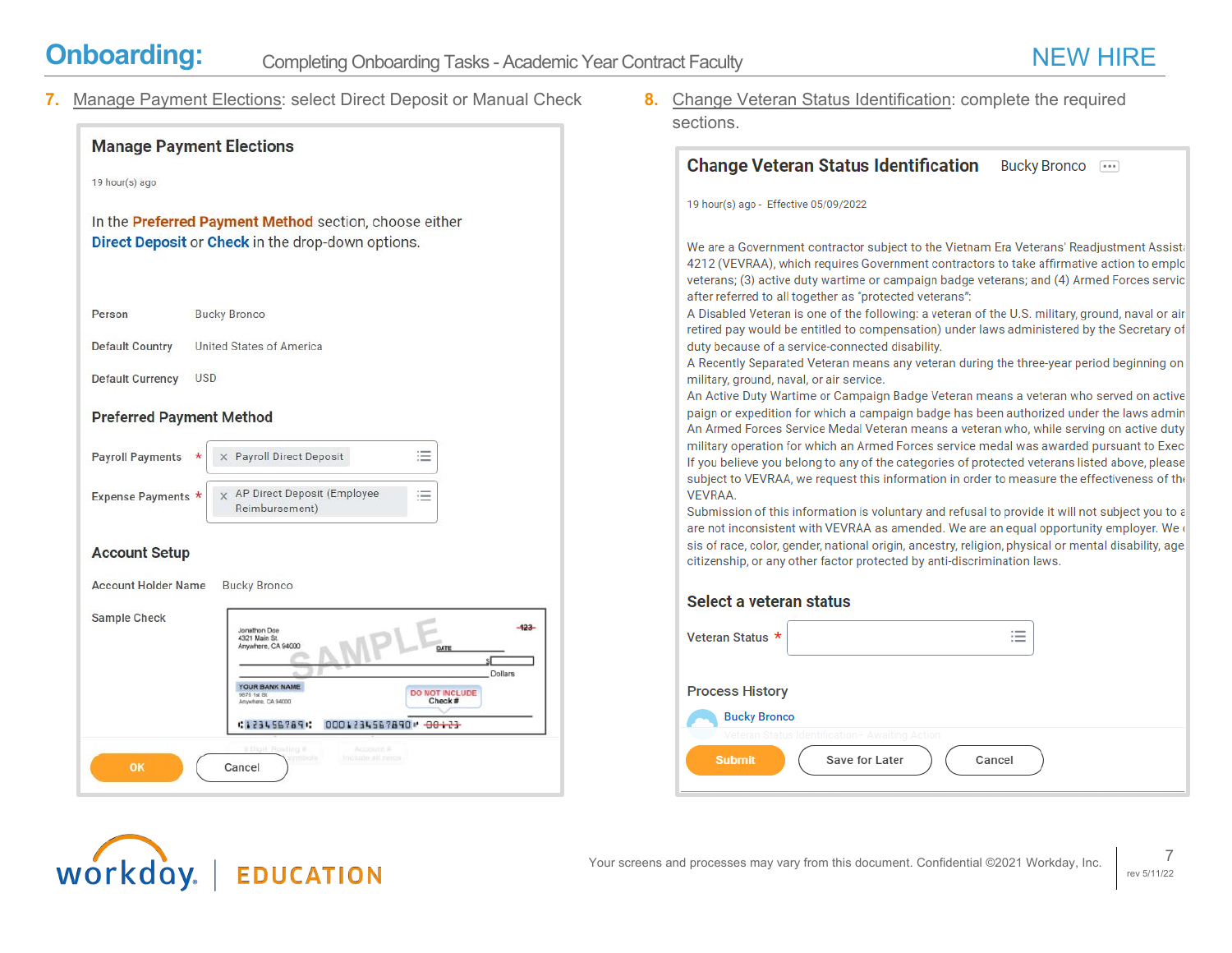# Onboarding: Completing Onboarding Tasks - Academic Year Contract Faculty

NEW HIRE

7. Manage Payment Elections: select Direct Deposit or Manual Check

## Manage Payment Elections

19 hour(s) ago

In the **Preferred Payment Method** section, choose either **Direct Deposit** or **Check** in the drop-down options.

| | |
|---|---|
| Person | Bucky Bronco |
| Default Country | United States of America |
| Default Currency | USD |

### Preferred Payment Method

| | |
|---|---|
| Payroll Payments * | Payroll Direct Deposit |
| Expense Payments * | AP Direct Deposit (Employee Reimbursement) |

### Account Setup

| | |
|---|---|
| Account Holder Name | Bucky Bronco |
| Sample Check | |

OK | Cancel

8. Change Veteran Status Identification: complete the required sections.

## Change Veteran Status Identification Bucky Bronco

19 hour(s) ago - Effective 05/09/2022

We are a Government contractor subject to the Vietnam Era Veterans' Readjustment Assist 4212 (VEVRAA), which requires Government contractors to take affirmative action to emplo veterans; (3) active duty wartime or campaign badge veterans; and (4) Armed Forces servic after referred to all together as "protected veterans":
A Disabled Veteran is one of the following: a veteran of the U.S. military, ground, naval or air retired pay would be entitled to compensation) under laws administered by the Secretary of duty because of a service-connected disability.
A Recently Separated Veteran means any veteran during the three-year period beginning on military, ground, naval, or air service.
An Active Duty Wartime or Campaign Badge Veteran means a veteran who served on active paign or expedition for which a campaign badge has been authorized under the laws admin
An Armed Forces Service Medal Veteran means a veteran who, while serving on active duty military operation for which an Armed Forces service medal was awarded pursuant to Exec
If you believe you belong to any of the categories of protected veterans listed above, please subject to VEVRAA, we request this information in order to measure the effectiveness of th VEVRAA.
Submission of this information is voluntary and refusal to provide it will not subject you to a are not inconsistent with VEVRAA as amended. We are an equal opportunity employer. We sis of race, color, gender, national origin, ancestry, religion, physical or mental disability, age citizenship, or any other factor protected by anti-discrimination laws.

### Select a veteran status

Veteran Status *

### Process History

Bucky Bronco

Submit | Save for Later | Cancel

Your screens and processes may vary from this document. Confidential ©2021 Workday, Inc.

rev 5/11/22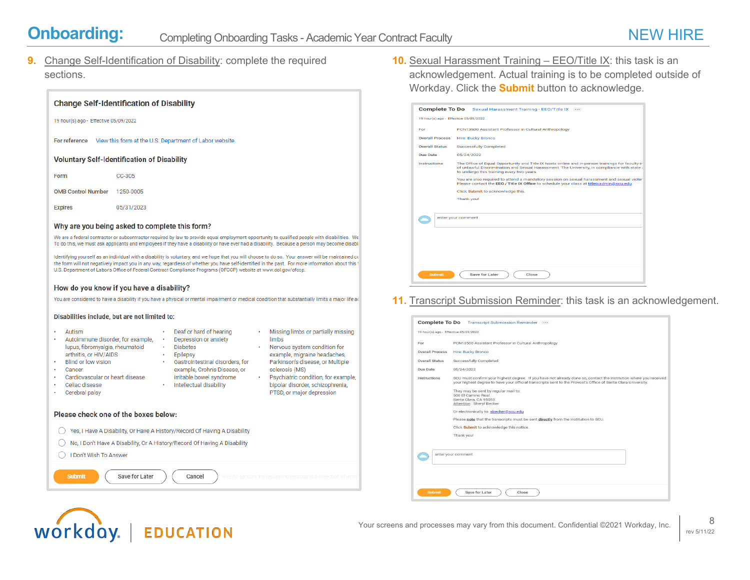# Onboarding: Completing Onboarding Tasks - Academic Year Contract Faculty

NEW HIRE

9. Change Self-Identification of Disability: complete the required sections.

## Change Self-Identification of Disability

19 hour(s) ago - Effective 05/09/2022

For reference  View this form at the U.S. Department of Labor website

### Voluntary Self-Identification of Disability

| | |
|---|---|
| Form | CC-305 |
| OMB Control Number | 1250-0005 |
| Expires | 05/31/2023 |

### Why are you being asked to complete this form?

We are a federal contractor or subcontractor required by law to provide equal employment opportunity to qualified people with disabilities. We To do this, we must ask applicants and employees if they have a disability or have ever had a disability. Because a person may become disabl

Identifying yourself as an individual with a disability is voluntary, and we hope that you will choose to do so. Your answer will be maintained co the form will not negatively impact you in any way, regardless of whether you have self-identified in the past. For more information about this f U.S. Department of Labor's Office of Federal Contract Compliance Programs (OFCCP) website at www.dol.gov/ofccp.

### How do you know if you have a disability?

You are considered to have a disability if you have a physical or mental impairment or medical condition that substantially limits a major life ac

### Disabilities include, but are not limited to:

- Autism
- Autoimmune disorder, for example, lupus, fibromyalgia, rheumatoid arthritis, or HIV/AIDS
- Blind or low vision
- Cancer
- Cardiovascular or heart disease
- Celiac disease
- Cerebral palsy
- Deaf or hard of hearing
- Depression or anxiety
- Diabetes
- Epilepsy
- Gastrointestinal disorders, for example, Crohn's Disease, or irritable bowel syndrome
- Intellectual disability
- Missing limbs or partially missing limbs
- Nervous system condition for example, migraine headaches, Parkinson's disease, or Multiple sclerosis (MS)
- Psychiatric condition, for example, bipolar disorder, schizophrenia, PTSD, or major depression

### Please check one of the boxes below:

- ◯ Yes, I Have A Disability, Or Have A History/Record Of Having A Disability
- ◯ No, I Don't Have A Disability, Or A History/Record Of Having A Disability
- ◯ I Don't Wish To Answer

Submit | Save for Later | Cancel

10. Sexual Harassment Training – EEO/Title IX: this task is an acknowledgement. Actual training is to be completed outside of Workday. Click the **Submit** button to acknowledge.

**Complete To Do**  Sexual Harassment Training - EEO/Title IX

19 hour(s) ago - Effective 05/09/2022

| | |
|---|---|
| For | PCN13500 Assistant Professor in Cultural Anthropology |
| Overall Process | Hire: Bucky Bronco |
| Overall Status | Successfully Completed |
| Due Date | 05/24/2022 |
| Instructions | The Office of Equal Opportunity and Title IX hosts online and in-person trainings for faculty in of unlawful Discrimination and Sexual Harassment. The University, in compliance with state to undergo this training every two years. |

You are also required to attend a mandatory session on sexual harassment and sexual violen Please contact the **EEO / Title IX Office** to schedule your class at titleixadmin@scu.edu

Click **Submit** to acknowledge this.

Thank you!

enter your comment

Submit | Save for Later | Close

11. Transcript Submission Reminder: this task is an acknowledgement.

**Complete To Do**  Transcript Submission Reminder

19 hour(s) ago - Effective 05/09/2022

| | |
|---|---|
| For | PCN13500 Assistant Professor in Cultural Anthropology |
| Overall Process | Hire: Bucky Bronco |
| Overall Status | Successfully Completed |
| Due Date | 05/24/2022 |
| Instructions | SCU must confirm your highest degree. If you have not already done so, contact the institution where you received your highest degree to have your official transcripts sent to the Provost's Office of Santa Clara University. |

They may be sent by regular mail to:
500 El Camino Real
Santa Clara, CA 95053
Attention: Sheryl Becker

Or electronically to: sbecker@scu.edu

Please note that the transcripts must be sent directly from the institution to SCU.

Click **Submit** to acknowledge this notice.

Thank you!

enter your comment

Submit | Save for Later | Close

workday. | EDUCATION

Your screens and processes may vary from this document. Confidential ©2021 Workday, Inc.

rev 5/11/22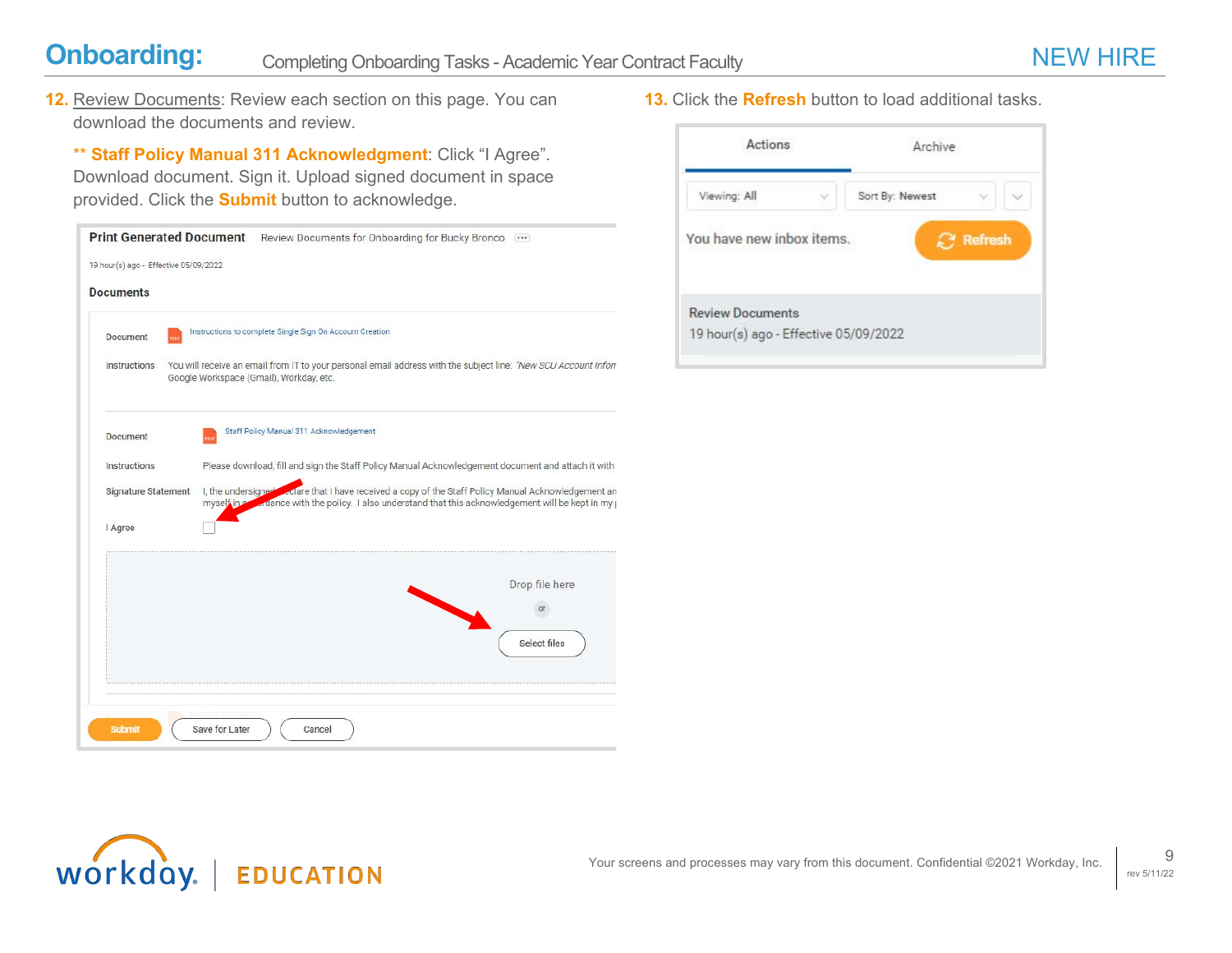# Onboarding: Completing Onboarding Tasks - Academic Year Contract Faculty

**12.** Review Documents: Review each section on this page. You can download the documents and review.

\*\* **Staff Policy Manual 311 Acknowledgment**: Click "I Agree". Download document. Sign it. Upload signed document in space provided. Click the **Submit** button to acknowledge.

**Print Generated Document** Review Documents for Onboarding for Bucky Bronco

19 hour(s) ago - Effective 05/09/2022

**Documents**

Document: Instructions to complete Single Sign On Account Creation

Instructions: You will receive an email from IT to your personal email address with the subject line: *"New SCU Account Infor* Google Workspace (Gmail), Workday, etc.

Document: Staff Policy Manual 311 Acknowledgement

Instructions: Please download, fill and sign the Staff Policy Manual Acknowledgement document and attach it with

Signature Statement: I, the undersigned declare that I have received a copy of the Staff Policy Manual Acknowledgement an myself in accordance with the policy. I also understand that this acknowledgement will be kept in my

I Agree ☐

Drop file here

or

Select files

Submit | Save for Later | Cancel

**13.** Click the **Refresh** button to load additional tasks.

Actions | Archive

Viewing: All | Sort By: Newest

You have new inbox items. Refresh

Review Documents
19 hour(s) ago - Effective 05/09/2022

Your screens and processes may vary from this document. Confidential ©2021 Workday, Inc.

rev 5/11/22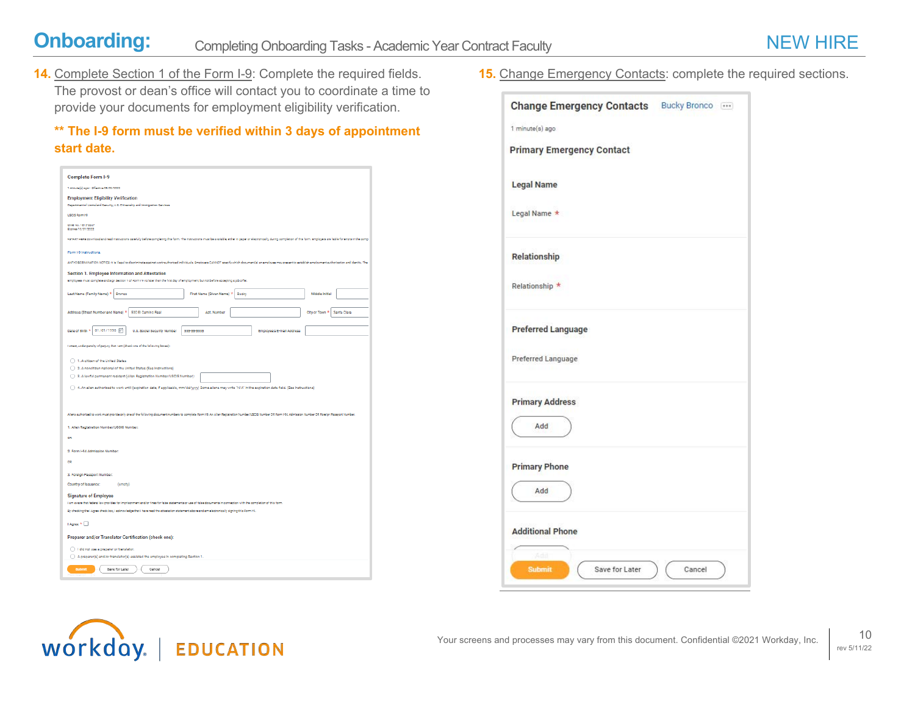**14.** Complete Section 1 of the Form I-9: Complete the required fields. The provost or dean's office will contact you to coordinate a time to provide your documents for employment eligibility verification.

**\*\* The I-9 form must be verified within 3 days of appointment start date.**

**15.** Change Emergency Contacts: complete the required sections.

**Change Emergency Contacts** Bucky Bronco

1 minute(s) ago

**Primary Emergency Contact**

**Legal Name**

Legal Name *

**Relationship**

Relationship *

**Preferred Language**

Preferred Language

**Primary Address**

Add

**Primary Phone**

Add

**Additional Phone**

Submit | Save for Later | Cancel

Your screens and processes may vary from this document. Confidential ©2021 Workday, Inc.

rev 5/11/22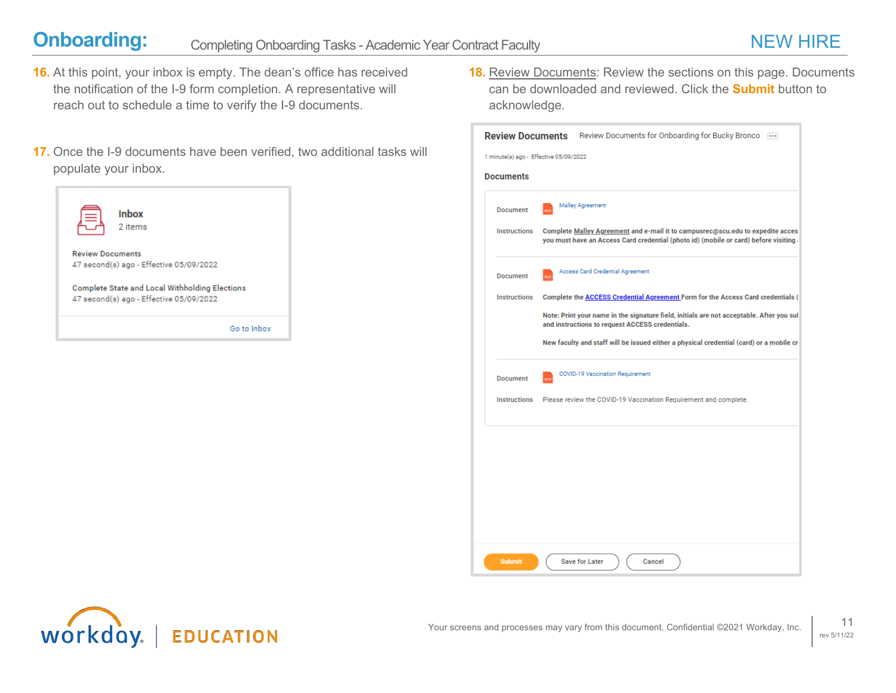16. At this point, your inbox is empty. The dean's office has received the notification of the I-9 form completion. A representative will reach out to schedule a time to verify the I-9 documents.

17. Once the I-9 documents have been verified, two additional tasks will populate your inbox.

**Inbox**
2 items

Review Documents
47 second(s) ago - Effective 05/09/2022

Complete State and Local Withholding Elections
47 second(s) ago - Effective 05/09/2022

Go to Inbox

18. Review Documents: Review the sections on this page. Documents can be downloaded and reviewed. Click the **Submit** button to acknowledge.

**Review Documents** Review Documents for Onboarding for Bucky Bronco

1 minute(s) ago - Effective 05/09/2022

**Documents**

| | |
|---|---|
| Document | Malley Agreement |
| Instructions | Complete Malley Agreement and e-mail it to campusrec@scu.edu to expedite acces you must have an Access Card credential (photo id) (mobile or card) before visiting |
| Document | Access Card Credential Agreement |
| Instructions | Complete the ACCESS Credential Agreement Form for the Access Card credentials ( Note: Print your name in the signature field, initials are not acceptable. After you sul and instructions to request ACCESS credentials. New faculty and staff will be issued either a physical credential (card) or a mobile cr |
| Document | COVID-19 Vaccination Requirement |
| Instructions | Please review the COVID-19 Vaccination Requirement and complete. |

Submit | Save for Later | Cancel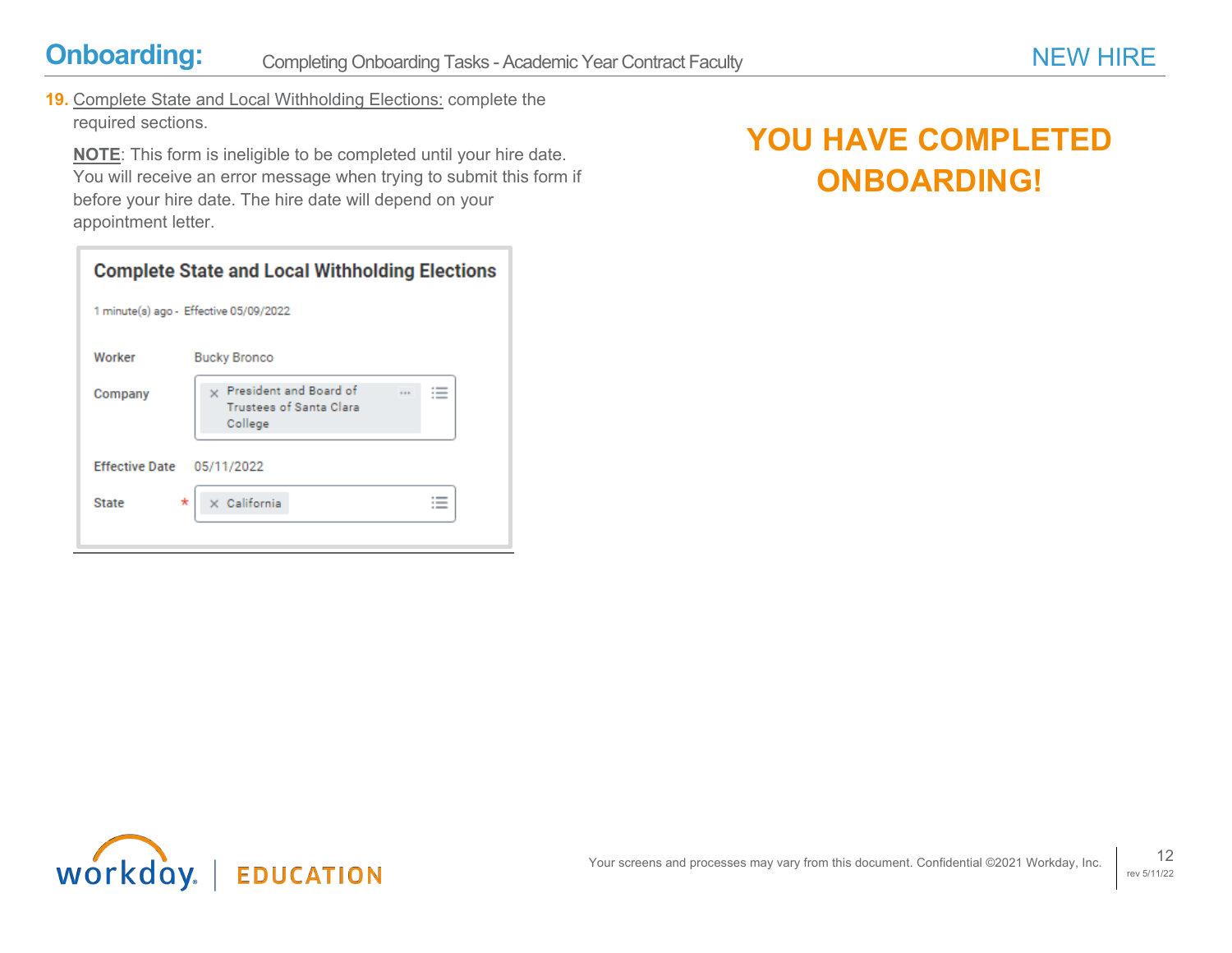**19.** Complete State and Local Withholding Elections: complete the required sections.

**NOTE**: This form is ineligible to be completed until your hire date. You will receive an error message when trying to submit this form if before your hire date. The hire date will depend on your appointment letter.

**Complete State and Local Withholding Elections**

1 minute(s) ago - Effective 05/09/2022

Worker: Bucky Bronco

Company: President and Board of Trustees of Santa Clara College

Effective Date: 05/11/2022

State *: California

## YOU HAVE COMPLETED ONBOARDING!